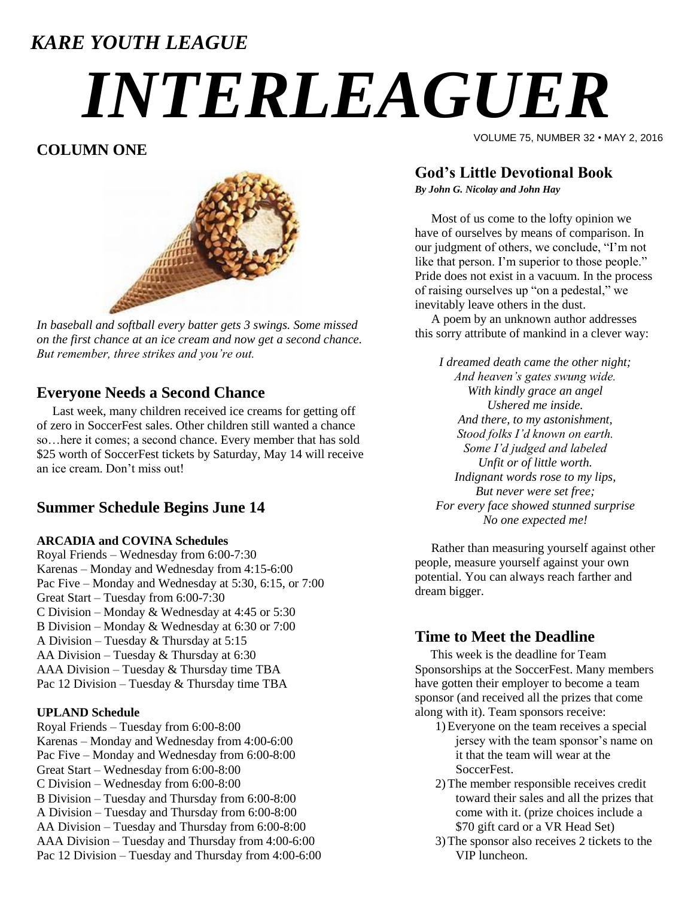*KARE YOUTH LEAGUE*

# *INTERLEAGUER*

VOLUME 75, NUMBER 32 • MAY 2, 2016

## COLUMN ONE

*In baseball and softball every batter gets 3 swings. Some missed on the first chance at an ice cream and now get a second chance. But remember, three strikes and you're out.*

## Everyone Needs a Second Chance

Last week, many children received ice creams for getting off of zero in SoccerFest sales. Other children still wanted a chance so…here it comes; a second chance. Every member that has sold $25 worth of SoccerFest tickets by Saturday, May 14 will receive an ice cream. Don't miss out!

## Summer Schedule Begins June 14

**ARCADIA and COVINA Schedules**

Royal Friends – Wednesday from 6:00-7:30
Karenas – Monday and Wednesday from 4:15-6:00
Pac Five – Monday and Wednesday at 5:30, 6:15, or 7:00
Great Start – Tuesday from 6:00-7:30
C Division – Monday & Wednesday at 4:45 or 5:30
B Division – Monday & Wednesday at 6:30 or 7:00
A Division – Tuesday & Thursday at 5:15
AA Division – Tuesday & Thursday at 6:30
AAA Division – Tuesday & Thursday time TBA
Pac 12 Division – Tuesday & Thursday time TBA

**UPLAND Schedule**

Royal Friends – Tuesday from 6:00-8:00
Karenas – Monday and Wednesday from 4:00-6:00
Pac Five – Monday and Wednesday from 6:00-8:00
Great Start – Wednesday from 6:00-8:00
C Division – Wednesday from 6:00-8:00
B Division – Tuesday and Thursday from 6:00-8:00
A Division – Tuesday and Thursday from 6:00-8:00
AA Division – Tuesday and Thursday from 6:00-8:00
AAA Division – Tuesday and Thursday from 4:00-6:00
Pac 12 Division – Tuesday and Thursday from 4:00-6:00

## God's Little Devotional Book

***By John G. Nicolay and John Hay***

Most of us come to the lofty opinion we have of ourselves by means of comparison. In our judgment of others, we conclude, "I'm not like that person. I'm superior to those people." Pride does not exist in a vacuum. In the process of raising ourselves up "on a pedestal," we inevitably leave others in the dust.

A poem by an unknown author addresses this sorry attribute of mankind in a clever way:

*I dreamed death came the other night;*
*And heaven's gates swung wide.*
*With kindly grace an angel*
*Ushered me inside.*
*And there, to my astonishment,*
*Stood folks I'd known on earth.*
*Some I'd judged and labeled*
*Unfit or of little worth.*
*Indignant words rose to my lips,*
*But never were set free;*
*For every face showed stunned surprise*
*No one expected me!*

Rather than measuring yourself against other people, measure yourself against your own potential. You can always reach farther and dream bigger.

## Time to Meet the Deadline

This week is the deadline for Team Sponsorships at the SoccerFest. Many members have gotten their employer to become a team sponsor (and received all the prizes that come along with it). Team sponsors receive:

1) Everyone on the team receives a special jersey with the team sponsor's name on it that the team will wear at the SoccerFest.
2) The member responsible receives credit toward their sales and all the prizes that come with it. (prize choices include a $70 gift card or a VR Head Set)
3) The sponsor also receives 2 tickets to the VIP luncheon.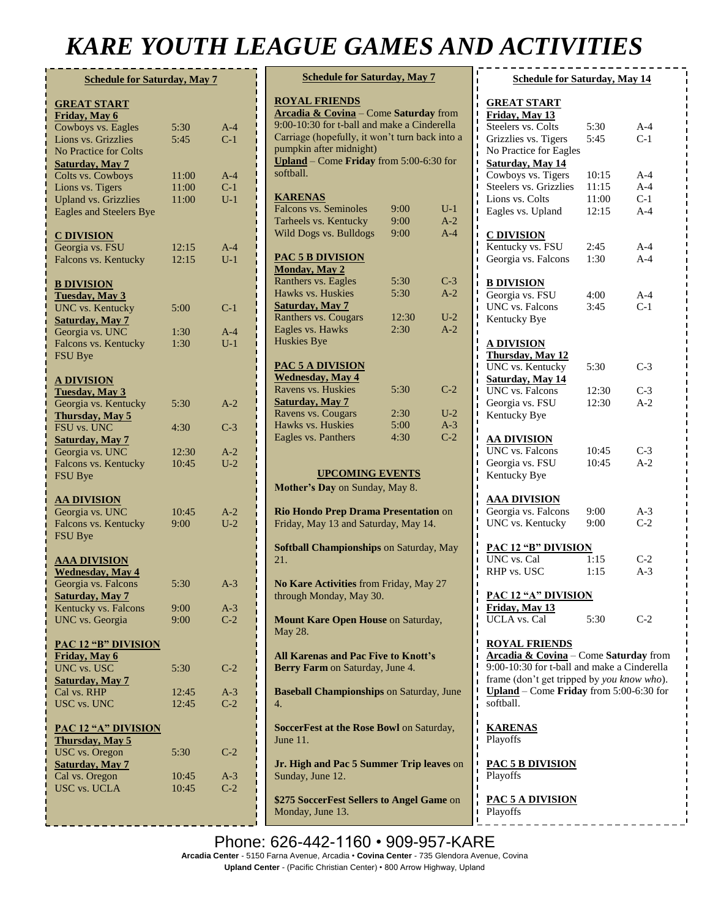# KARE YOUTH LEAGUE GAMES AND ACTIVITIES

**Schedule for Saturday, May 7**

**GREAT START**

**Friday, May 6**

| | | |
|---|---|---|
| Cowboys vs. Eagles | 5:30 | A-4 |
| Lions vs. Grizzlies | 5:45 | C-1 |
| No Practice for Colts | | |

**Saturday, May 7**

| | | |
|---|---|---|
| Colts vs. Cowboys | 11:00 | A-4 |
| Lions vs. Tigers | 11:00 | C-1 |
| Upland vs. Grizzlies | 11:00 | U-1 |
| Eagles and Steelers Bye | | |

**C DIVISION**

| | | |
|---|---|---|
| Georgia vs. FSU | 12:15 | A-4 |
| Falcons vs. Kentucky | 12:15 | U-1 |

**B DIVISION**

**Tuesday, May 3**

| | | |
|---|---|---|
| UNC vs. Kentucky | 5:00 | C-1 |

**Saturday, May 7**

| | | |
|---|---|---|
| Georgia vs. UNC | 1:30 | A-4 |
| Falcons vs. Kentucky | 1:30 | U-1 |
| FSU Bye | | |

**A DIVISION**

**Tuesday, May 3**

| | | |
|---|---|---|
| Georgia vs. Kentucky | 5:30 | A-2 |

**Thursday, May 5**

| | | |
|---|---|---|
| FSU vs. UNC | 4:30 | C-3 |

**Saturday, May 7**

| | | |
|---|---|---|
| Georgia vs. UNC | 12:30 | A-2 |
| Falcons vs. Kentucky | 10:45 | U-2 |
| FSU Bye | | |

**AA DIVISION**

| | | |
|---|---|---|
| Georgia vs. UNC | 10:45 | A-2 |
| Falcons vs. Kentucky | 9:00 | U-2 |
| FSU Bye | | |

**AAA DIVISION**

**Wednesday, May 4**

| | | |
|---|---|---|
| Georgia vs. Falcons | 5:30 | A-3 |

**Saturday, May 7**

| | | |
|---|---|---|
| Kentucky vs. Falcons | 9:00 | A-3 |
| UNC vs. Georgia | 9:00 | C-2 |

**PAC 12 "B" DIVISION**

**Friday, May 6**

| | | |
|---|---|---|
| UNC vs. USC | 5:30 | C-2 |

**Saturday, May 7**

| | | |
|---|---|---|
| Cal vs. RHP | 12:45 | A-3 |
| USC vs. UNC | 12:45 | C-2 |

**PAC 12 "A" DIVISION**

**Thursday, May 5**

| | | |
|---|---|---|
| USC vs. Oregon | 5:30 | C-2 |

**Saturday, May 7**

| | | |
|---|---|---|
| Cal vs. Oregon | 10:45 | A-3 |
| USC vs. UCLA | 10:45 | C-2 |

**Schedule for Saturday, May 7**

**ROYAL FRIENDS**

**Arcadia & Covina** – Come **Saturday** from 9:00-10:30 for t-ball and make a Cinderella Carriage (hopefully, it won't turn back into a pumpkin after midnight)

**Upland** – Come **Friday** from 5:00-6:30 for softball.

**KARENAS**

| | | |
|---|---|---|
| Falcons vs. Seminoles | 9:00 | U-1 |
| Tarheels vs. Kentucky | 9:00 | A-2 |
| Wild Dogs vs. Bulldogs | 9:00 | A-4 |

**PAC 5 B DIVISION**

**Monday, May 2**

| | | |
|---|---|---|
| Ranthers vs. Eagles | 5:30 | C-3 |
| Hawks vs. Huskies | 5:30 | A-2 |

**Saturday, May 7**

| | | |
|---|---|---|
| Ranthers vs. Cougars | 12:30 | U-2 |
| Eagles vs. Hawks | 2:30 | A-2 |
| Huskies Bye | | |

**PAC 5 A DIVISION**

**Wednesday, May 4**

| | | |
|---|---|---|
| Ravens vs. Huskies | 5:30 | C-2 |

**Saturday, May 7**

| | | |
|---|---|---|
| Ravens vs. Cougars | 2:30 | U-2 |
| Hawks vs. Huskies | 5:00 | A-3 |
| Eagles vs. Panthers | 4:30 | C-2 |

**UPCOMING EVENTS**

**Mother's Day** on Sunday, May 8.

**Rio Hondo Prep Drama Presentation** on Friday, May 13 and Saturday, May 14.

**Softball Championships** on Saturday, May 21.

**No Kare Activities** from Friday, May 27 through Monday, May 30.

**Mount Kare Open House** on Saturday, May 28.

**All Karenas and Pac Five to Knott's Berry Farm** on Saturday, June 4.

**Baseball Championships** on Saturday, June 4.

**SoccerFest at the Rose Bowl** on Saturday, June 11.

**Jr. High and Pac 5 Summer Trip leaves** on Sunday, June 12.

**$275 SoccerFest Sellers to Angel Game** on Monday, June 13.

**Schedule for Saturday, May 14**

**GREAT START**

**Friday, May 13**

| | | |
|---|---|---|
| Steelers vs. Colts | 5:30 | A-4 |
| Grizzlies vs. Tigers | 5:45 | C-1 |
| No Practice for Eagles | | |

**Saturday, May 14**

| | | |
|---|---|---|
| Cowboys vs. Tigers | 10:15 | A-4 |
| Steelers vs. Grizzlies | 11:15 | A-4 |
| Lions vs. Colts | 11:00 | C-1 |
| Eagles vs. Upland | 12:15 | A-4 |

**C DIVISION**

| | | |
|---|---|---|
| Kentucky vs. FSU | 2:45 | A-4 |
| Georgia vs. Falcons | 1:30 | A-4 |

**B DIVISION**

| | | |
|---|---|---|
| Georgia vs. FSU | 4:00 | A-4 |
| UNC vs. Falcons | 3:45 | C-1 |
| Kentucky Bye | | |

**A DIVISION**

**Thursday, May 12**

| | | |
|---|---|---|
| UNC vs. Kentucky | 5:30 | C-3 |

**Saturday, May 14**

| | | |
|---|---|---|
| UNC vs. Falcons | 12:30 | C-3 |
| Georgia vs. FSU | 12:30 | A-2 |
| Kentucky Bye | | |

**AA DIVISION**

| | | |
|---|---|---|
| UNC vs. Falcons | 10:45 | C-3 |
| Georgia vs. FSU | 10:45 | A-2 |
| Kentucky Bye | | |

**AAA DIVISION**

| | | |
|---|---|---|
| Georgia vs. Falcons | 9:00 | A-3 |
| UNC vs. Kentucky | 9:00 | C-2 |

**PAC 12 "B" DIVISION**

| | | |
|---|---|---|
| UNC vs. Cal | 1:15 | C-2 |
| RHP vs. USC | 1:15 | A-3 |

**PAC 12 "A" DIVISION**

**Friday, May 13**

| | | |
|---|---|---|
| UCLA vs. Cal | 5:30 | C-2 |

**ROYAL FRIENDS**

**Arcadia & Covina** – Come **Saturday** from 9:00-10:30 for t-ball and make a Cinderella frame (don't get tripped by *you know who*).

**Upland** – Come **Friday** from 5:00-6:30 for softball.

**KARENAS**

Playoffs

**PAC 5 B DIVISION**

Playoffs

**PAC 5 A DIVISION**

Playoffs

Phone: 626-442-1160 • 909-957-KARE

**Arcadia Center** - 5150 Farna Avenue, Arcadia • **Covina Center** - 735 Glendora Avenue, Covina

**Upland Center** - (Pacific Christian Center) • 800 Arrow Highway, Upland